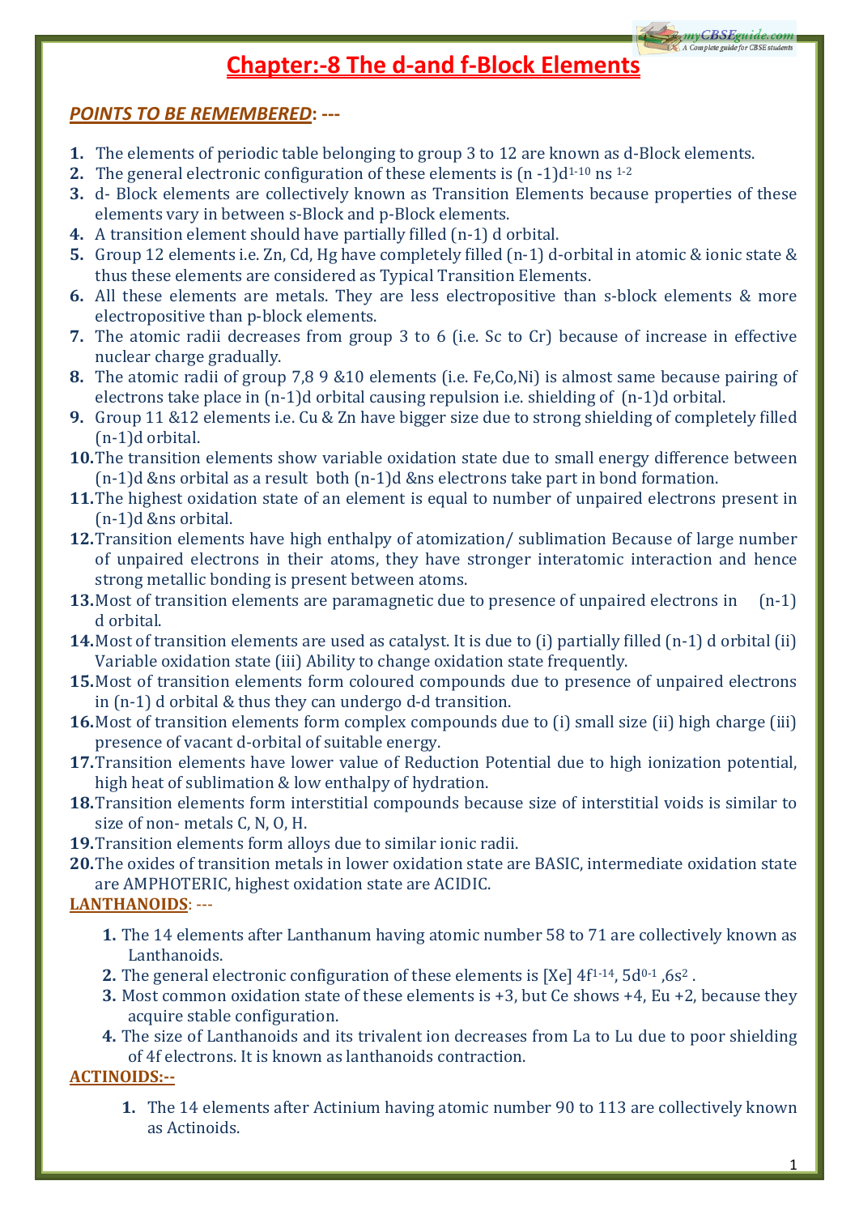# Chapter:-8 The d-and f-Block Elements

***POINTS TO BE REMEMBERED*: ---**

1. The elements of periodic table belonging to group 3 to 12 are known as d-Block elements.
2. The general electronic configuration of these elements is $(n-1)d^{1-10}\ ns^{1-2}$
3. d- Block elements are collectively known as Transition Elements because properties of these elements vary in between s-Block and p-Block elements.
4. A transition element should have partially filled (n-1) d orbital.
5. Group 12 elements i.e. Zn, Cd, Hg have completely filled (n-1) d-orbital in atomic & ionic state & thus these elements are considered as Typical Transition Elements.
6. All these elements are metals. They are less electropositive than s-block elements & more electropositive than p-block elements.
7. The atomic radii decreases from group 3 to 6 (i.e. Sc to Cr) because of increase in effective nuclear charge gradually.
8. The atomic radii of group 7,8 9 &10 elements (i.e. Fe,Co,Ni) is almost same because pairing of electrons take place in (n-1)d orbital causing repulsion i.e. shielding of (n-1)d orbital.
9. Group 11 &12 elements i.e. Cu & Zn have bigger size due to strong shielding of completely filled (n-1)d orbital.
10. The transition elements show variable oxidation state due to small energy difference between (n-1)d &ns orbital as a result both (n-1)d &ns electrons take part in bond formation.
11. The highest oxidation state of an element is equal to number of unpaired electrons present in (n-1)d &ns orbital.
12. Transition elements have high enthalpy of atomization/ sublimation Because of large number of unpaired electrons in their atoms, they have stronger interatomic interaction and hence strong metallic bonding is present between atoms.
13. Most of transition elements are paramagnetic due to presence of unpaired electrons in (n-1) d orbital.
14. Most of transition elements are used as catalyst. It is due to (i) partially filled (n-1) d orbital (ii) Variable oxidation state (iii) Ability to change oxidation state frequently.
15. Most of transition elements form coloured compounds due to presence of unpaired electrons in (n-1) d orbital & thus they can undergo d-d transition.
16. Most of transition elements form complex compounds due to (i) small size (ii) high charge (iii) presence of vacant d-orbital of suitable energy.
17. Transition elements have lower value of Reduction Potential due to high ionization potential, high heat of sublimation & low enthalpy of hydration.
18. Transition elements form interstitial compounds because size of interstitial voids is similar to size of non- metals C, N, O, H.
19. Transition elements form alloys due to similar ionic radii.
20. The oxides of transition metals in lower oxidation state are BASIC, intermediate oxidation state are AMPHOTERIC, highest oxidation state are ACIDIC.

**LANTHANOIDS**: ---

1. The 14 elements after Lanthanum having atomic number 58 to 71 are collectively known as Lanthanoids.
2. The general electronic configuration of these elements is $[Xe]\ 4f^{1-14},\ 5d^{0-1},6s^2$ .
3. Most common oxidation state of these elements is +3, but Ce shows +4, Eu +2, because they acquire stable configuration.
4. The size of Lanthanoids and its trivalent ion decreases from La to Lu due to poor shielding of 4f electrons. It is known as lanthanoids contraction.

**ACTINOIDS:--**

1. The 14 elements after Actinium having atomic number 90 to 113 are collectively known as Actinoids.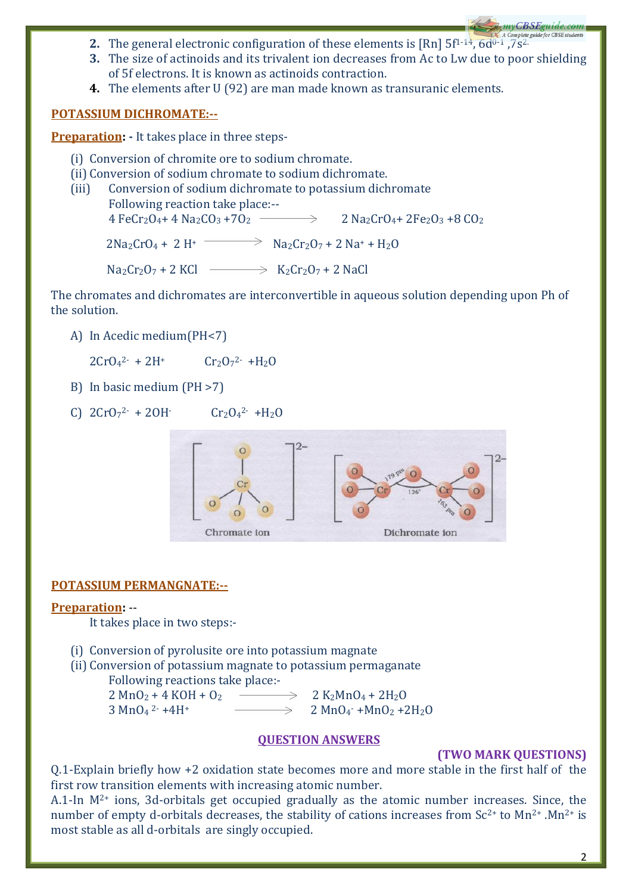2. The general electronic configuration of these elements is [Rn] $5f^{1-14}$, $6d^{0-1}$ ,$7s^{2.}$
3. The size of actinoids and its trivalent ion decreases from Ac to Lw due to poor shielding of 5f electrons. It is known as actinoids contraction.
4. The elements after U (92) are man made known as transuranic elements.

**POTASSIUM DICHROMATE:--**

**Preparation: -** It takes place in three steps-

(i) Conversion of chromite ore to sodium chromate.
(ii) Conversion of sodium chromate to sodium dichromate.
(iii) Conversion of sodium dichromate to potassium dichromate

Following reaction take place:--

$$4\, FeCr_2O_4 + 4\, Na_2CO_3 + 7O_2 \longrightarrow 2\, Na_2CrO_4 + 2Fe_2O_3 + 8\, CO_2$$

$$2Na_2CrO_4 + 2\, H^+ \longrightarrow Na_2Cr_2O_7 + 2\, Na^+ + H_2O$$

$$Na_2Cr_2O_7 + 2\, KCl \longrightarrow K_2Cr_2O_7 + 2\, NaCl$$

The chromates and dichromates are interconvertible in aqueous solution depending upon Ph of the solution.

A) In Acedic medium(PH<7)

$$2CrO_4^{2-} + 2H^+ \quad Cr_2O_7^{2-} + H_2O$$

B) In basic medium (PH >7)

C) $2CrO_7^{2-} + 2OH^- \quad Cr_2O_4^{2-} + H_2O$

Chromate ion

179 pm
126°
163 pm
Dichromate ion

**POTASSIUM PERMANGNATE:--**

**Preparation: --**

It takes place in two steps:-

(i) Conversion of pyrolusite ore into potassium magnate
(ii) Conversion of potassium magnate to potassium permaganate

Following reactions take place:-

$$2\, MnO_2 + 4\, KOH + O_2 \longrightarrow 2\, K_2MnO_4 + 2H_2O$$

$$3\, MnO_4^{2-} + 4H^+ \longrightarrow 2\, MnO_4^- + MnO_2 + 2H_2O$$

**QUESTION ANSWERS**

**(TWO MARK QUESTIONS)**

Q.1-Explain briefly how +2 oxidation state becomes more and more stable in the first half of the first row transition elements with increasing atomic number.

A.1-In $M^{2+}$ ions, 3d-orbitals get occupied gradually as the atomic number increases. Since, the number of empty d-orbitals decreases, the stability of cations increases from $Sc^{2+}$ to $Mn^{2+}$ .$Mn^{2+}$ is most stable as all d-orbitals are singly occupied.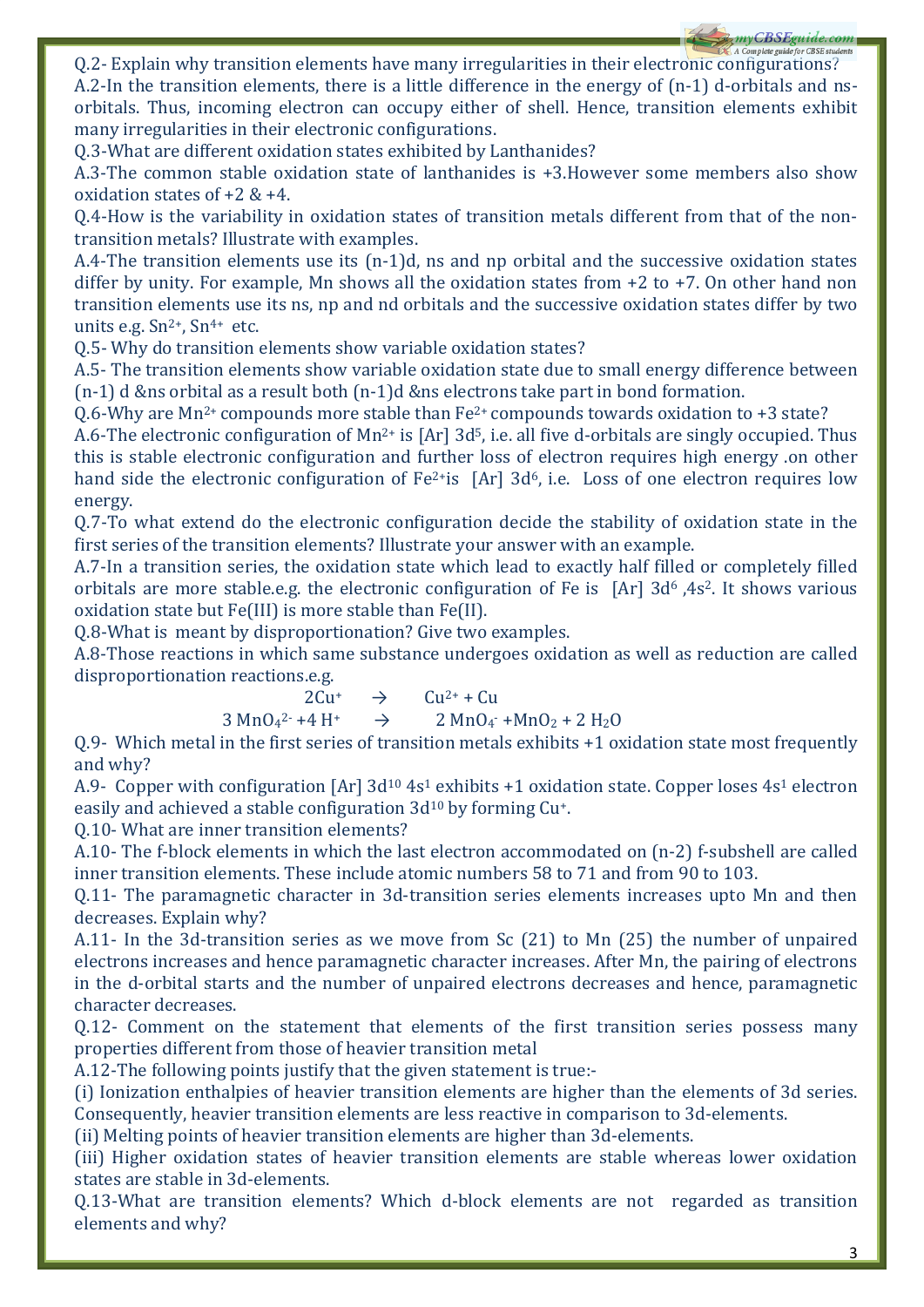Q.2- Explain why transition elements have many irregularities in their electronic configurations?

A.2-In the transition elements, there is a little difference in the energy of (n-1) d-orbitals and ns-orbitals. Thus, incoming electron can occupy either of shell. Hence, transition elements exhibit many irregularities in their electronic configurations.

Q.3-What are different oxidation states exhibited by Lanthanides?

A.3-The common stable oxidation state of lanthanides is +3.However some members also show oxidation states of +2 & +4.

Q.4-How is the variability in oxidation states of transition metals different from that of the non-transition metals? Illustrate with examples.

A.4-The transition elements use its (n-1)d, ns and np orbital and the successive oxidation states differ by unity. For example, Mn shows all the oxidation states from +2 to +7. On other hand non transition elements use its ns, np and nd orbitals and the successive oxidation states differ by two units e.g. $Sn^{2+}$, $Sn^{4+}$ etc.

Q.5- Why do transition elements show variable oxidation states?

A.5- The transition elements show variable oxidation state due to small energy difference between (n-1) d &ns orbital as a result both (n-1)d &ns electrons take part in bond formation.

Q.6-Why are $Mn^{2+}$ compounds more stable than $Fe^{2+}$ compounds towards oxidation to +3 state?

A.6-The electronic configuration of $Mn^{2+}$ is [Ar] $3d^5$, i.e. all five d-orbitals are singly occupied. Thus this is stable electronic configuration and further loss of electron requires high energy .on other hand side the electronic configuration of $Fe^{2+}$is [Ar] $3d^6$, i.e. Loss of one electron requires low energy.

Q.7-To what extend do the electronic configuration decide the stability of oxidation state in the first series of the transition elements? Illustrate your answer with an example.

A.7-In a transition series, the oxidation state which lead to exactly half filled or completely filled orbitals are more stable.e.g. the electronic configuration of Fe is [Ar] $3d^6$ ,$4s^2$. It shows various oxidation state but Fe(III) is more stable than Fe(II).

Q.8-What is meant by disproportionation? Give two examples.

A.8-Those reactions in which same substance undergoes oxidation as well as reduction are called disproportionation reactions.e.g.

$$2Cu^+ \rightarrow Cu^{2+} + Cu$$

$$3\,MnO_4^{2-} + 4\,H^+ \rightarrow 2\,MnO_4^- + MnO_2 + 2\,H_2O$$

Q.9- Which metal in the first series of transition metals exhibits +1 oxidation state most frequently and why?

A.9- Copper with configuration [Ar] $3d^{10}$ $4s^1$ exhibits +1 oxidation state. Copper loses $4s^1$ electron easily and achieved a stable configuration $3d^{10}$ by forming $Cu^+$.

Q.10- What are inner transition elements?

A.10- The f-block elements in which the last electron accommodated on (n-2) f-subshell are called inner transition elements. These include atomic numbers 58 to 71 and from 90 to 103.

Q.11- The paramagnetic character in 3d-transition series elements increases upto Mn and then decreases. Explain why?

A.11- In the 3d-transition series as we move from Sc (21) to Mn (25) the number of unpaired electrons increases and hence paramagnetic character increases. After Mn, the pairing of electrons in the d-orbital starts and the number of unpaired electrons decreases and hence, paramagnetic character decreases.

Q.12- Comment on the statement that elements of the first transition series possess many properties different from those of heavier transition metal

A.12-The following points justify that the given statement is true:-

(i) Ionization enthalpies of heavier transition elements are higher than the elements of 3d series. Consequently, heavier transition elements are less reactive in comparison to 3d-elements.

(ii) Melting points of heavier transition elements are higher than 3d-elements.

(iii) Higher oxidation states of heavier transition elements are stable whereas lower oxidation states are stable in 3d-elements.

Q.13-What are transition elements? Which d-block elements are not regarded as transition elements and why?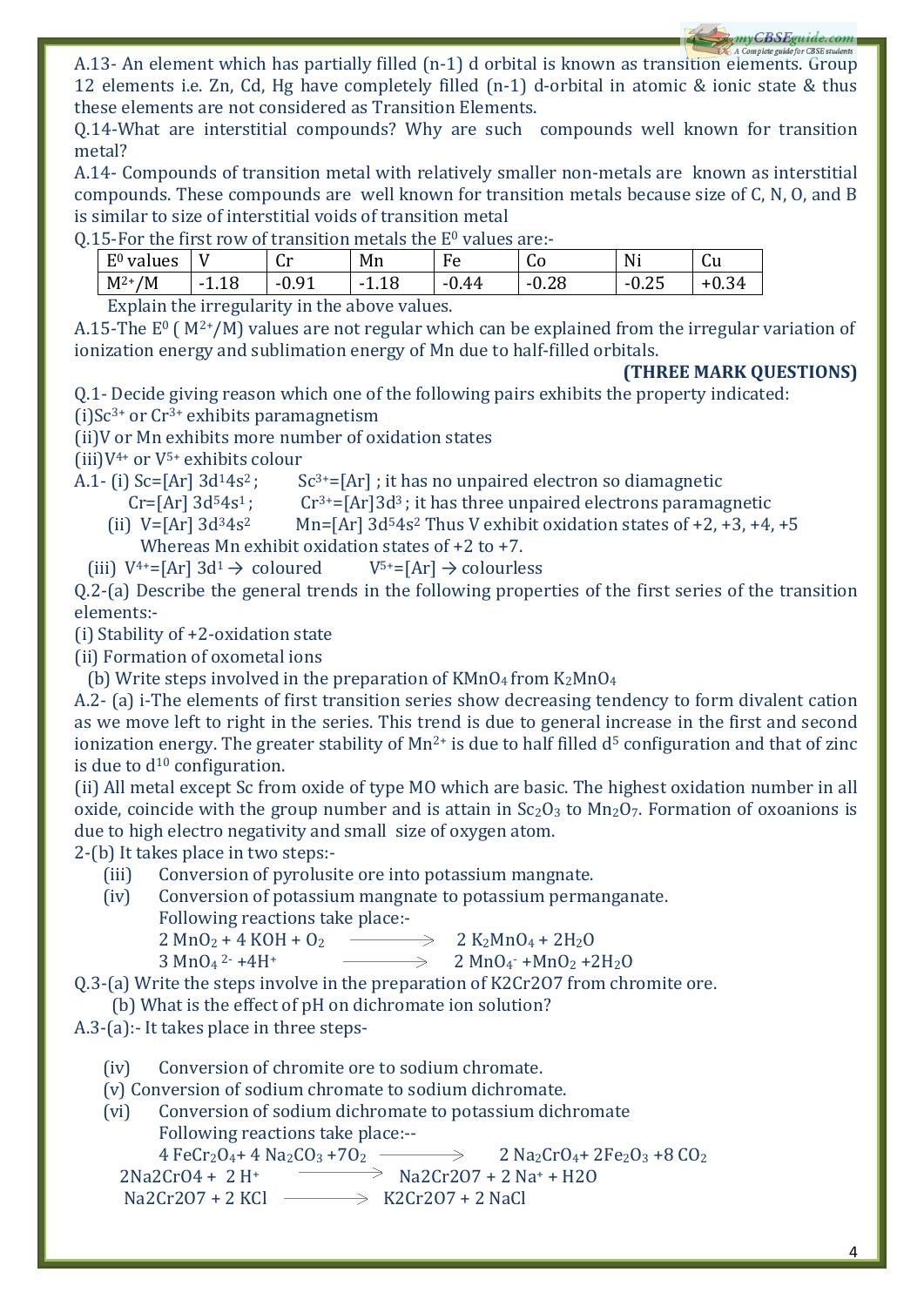A.13- An element which has partially filled (n-1) d orbital is known as transition elements. Group 12 elements i.e. Zn, Cd, Hg have completely filled (n-1) d-orbital in atomic & ionic state & thus these elements are not considered as Transition Elements.

Q.14-What are interstitial compounds? Why are such compounds well known for transition metal?

A.14- Compounds of transition metal with relatively smaller non-metals are known as interstitial compounds. These compounds are well known for transition metals because size of C, N, O, and B is similar to size of interstitial voids of transition metal

Q.15-For the first row of transition metals the $E^0$ values are:-

| $E^0$ values | V | Cr | Mn | Fe | Co | Ni | Cu |
|---|---|---|---|---|---|---|---|
| $M^{2+}/M$ | -1.18 | -0.91 | -1.18 | -0.44 | -0.28 | -0.25 | +0.34 |

Explain the irregularity in the above values.

A.15-The $E^0$ ( $M^{2+}/M$) values are not regular which can be explained from the irregular variation of ionization energy and sublimation energy of Mn due to half-filled orbitals.

**(THREE MARK QUESTIONS)**

Q.1- Decide giving reason which one of the following pairs exhibits the property indicated:

(i)$Sc^{3+}$ or $Cr^{3+}$ exhibits paramagnetism

(ii)V or Mn exhibits more number of oxidation states

(iii)$V^{4+}$ or $V^{5+}$ exhibits colour

A.1- (i) Sc=[Ar] $3d^14s^2$ ; $Sc^{3+}$=[Ar] ; it has no unpaired electron so diamagnetic

Cr=[Ar] $3d^54s^1$ ; $Cr^{3+}$=[Ar]$3d^3$ ; it has three unpaired electrons paramagnetic

(ii) V=[Ar] $3d^34s^2$ Mn=[Ar] $3d^54s^2$ Thus V exhibit oxidation states of +2, +3, +4, +5 Whereas Mn exhibit oxidation states of +2 to +7.

(iii) $V^{4+}$=[Ar] $3d^1$ → coloured $V^{5+}$=[Ar] → colourless

Q.2-(a) Describe the general trends in the following properties of the first series of the transition elements:-

(i) Stability of +2-oxidation state

(ii) Formation of oxometal ions

(b) Write steps involved in the preparation of $KMnO_4$ from $K_2MnO_4$

A.2- (a) i-The elements of first transition series show decreasing tendency to form divalent cation as we move left to right in the series. This trend is due to general increase in the first and second ionization energy. The greater stability of $Mn^{2+}$ is due to half filled $d^5$ configuration and that of zinc is due to $d^{10}$ configuration.

(ii) All metal except Sc from oxide of type MO which are basic. The highest oxidation number in all oxide, coincide with the group number and is attain in $Sc_2O_3$ to $Mn_2O_7$. Formation of oxoanions is due to high electro negativity and small size of oxygen atom.

2-(b) It takes place in two steps:-

(iii) Conversion of pyrolusite ore into potassium mangnate.

(iv) Conversion of potassium mangnate to potassium permanganate.

Following reactions take place:-

$$2\,MnO_2 + 4\,KOH + O_2 \longrightarrow 2\,K_2MnO_4 + 2H_2O$$

$$3\,MnO_4^{\,2-} + 4H^+ \longrightarrow 2\,MnO_4^- + MnO_2 + 2H_2O$$

Q.3-(a) Write the steps involve in the preparation of K2Cr2O7 from chromite ore.

(b) What is the effect of pH on dichromate ion solution?

A.3-(a):- It takes place in three steps-

(iv) Conversion of chromite ore to sodium chromate.

(v) Conversion of sodium chromate to sodium dichromate.

(vi) Conversion of sodium dichromate to potassium dichromate

Following reactions take place:--

$$4\,FeCr_2O_4 + 4\,Na_2CO_3 + 7O_2 \longrightarrow 2\,Na_2CrO_4 + 2Fe_2O_3 + 8\,CO_2$$

$$2Na_2CrO_4 + 2\,H^+ \longrightarrow Na_2Cr_2O_7 + 2\,Na^+ + H_2O$$

$$Na_2Cr_2O_7 + 2\,KCl \longrightarrow K_2Cr_2O_7 + 2\,NaCl$$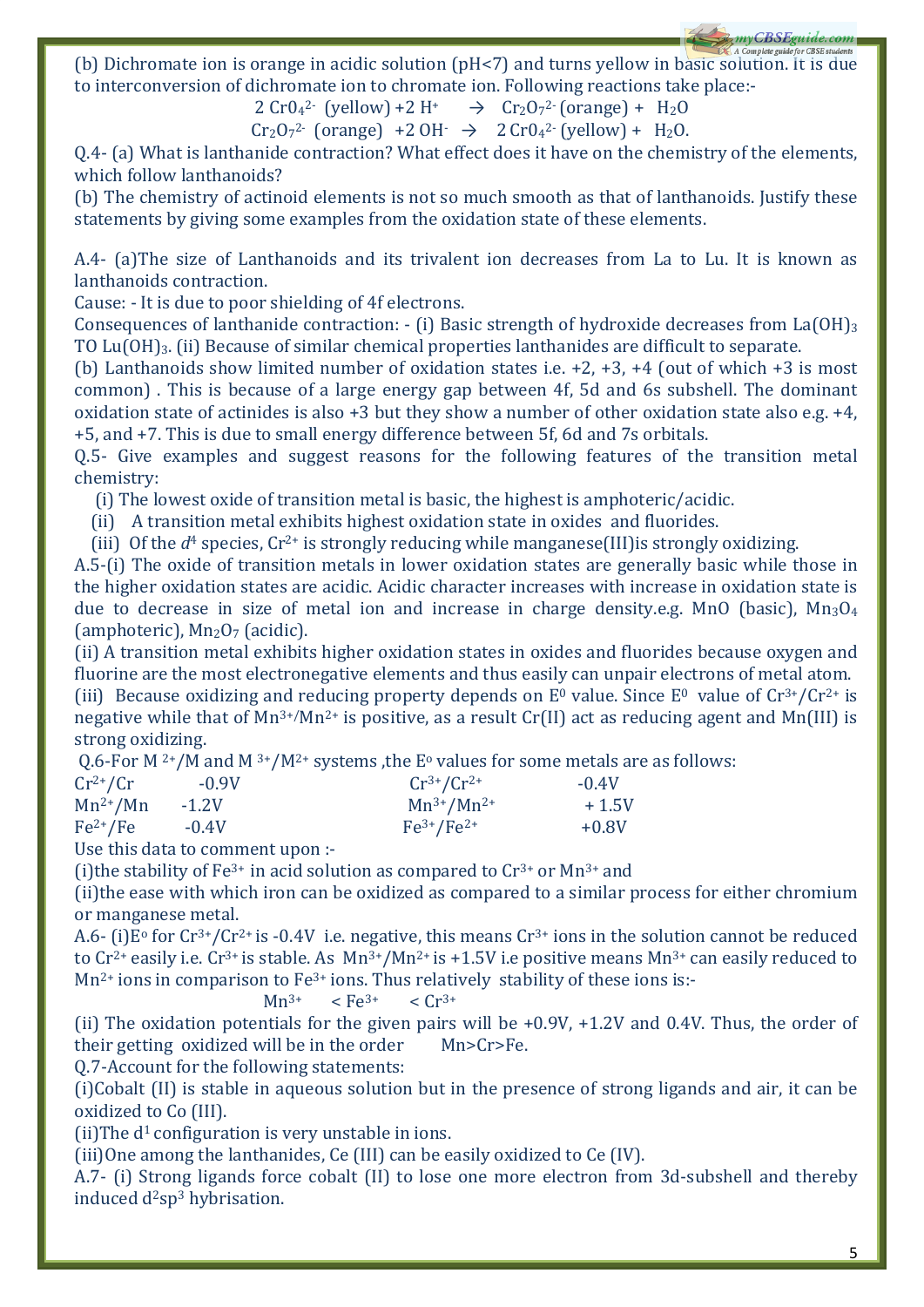(b) Dichromate ion is orange in acidic solution (pH<7) and turns yellow in basic solution. It is due to interconversion of dichromate ion to chromate ion. Following reactions take place:-

$$2\,CrO_4^{2-}\text{ (yellow)} + 2\,H^+ \rightarrow Cr_2O_7^{2-}\text{ (orange)} + H_2O$$

$$Cr_2O_7^{2-}\text{ (orange)} + 2\,OH^- \rightarrow 2\,CrO_4^{2-}\text{ (yellow)} + H_2O.$$

Q.4- (a) What is lanthanide contraction? What effect does it have on the chemistry of the elements, which follow lanthanoids?

(b) The chemistry of actinoid elements is not so much smooth as that of lanthanoids. Justify these statements by giving some examples from the oxidation state of these elements.

A.4- (a)The size of Lanthanoids and its trivalent ion decreases from La to Lu. It is known as lanthanoids contraction.

Cause: - It is due to poor shielding of 4f electrons.

Consequences of lanthanide contraction: - (i) Basic strength of hydroxide decreases from $La(OH)_3$ TO $Lu(OH)_3$. (ii) Because of similar chemical properties lanthanides are difficult to separate.

(b) Lanthanoids show limited number of oxidation states i.e. +2, +3, +4 (out of which +3 is most common) . This is because of a large energy gap between 4f, 5d and 6s subshell. The dominant oxidation state of actinides is also +3 but they show a number of other oxidation state also e.g. +4, +5, and +7. This is due to small energy difference between 5f, 6d and 7s orbitals.

Q.5- Give examples and suggest reasons for the following features of the transition metal chemistry:

(i) The lowest oxide of transition metal is basic, the highest is amphoteric/acidic.

(ii) A transition metal exhibits highest oxidation state in oxides and fluorides.

(iii) Of the $d^4$ species, $Cr^{2+}$ is strongly reducing while manganese(III)is strongly oxidizing.

A.5-(i) The oxide of transition metals in lower oxidation states are generally basic while those in the higher oxidation states are acidic. Acidic character increases with increase in oxidation state is due to decrease in size of metal ion and increase in charge density.e.g. MnO (basic), $Mn_3O_4$ (amphoteric), $Mn_2O_7$ (acidic).

(ii) A transition metal exhibits higher oxidation states in oxides and fluorides because oxygen and fluorine are the most electronegative elements and thus easily can unpair electrons of metal atom.

(iii) Because oxidizing and reducing property depends on $E^0$ value. Since $E^0$ value of $Cr^{3+}/Cr^{2+}$ is negative while that of $Mn^{3+}/Mn^{2+}$ is positive, as a result Cr(II) act as reducing agent and Mn(III) is strong oxidizing.

Q.6-For $M^{2+}/M$ and $M^{3+}/M^{2+}$ systems ,the $E^o$ values for some metals are as follows:

| | | | |
|---|---|---|---|
| $Cr^{2+}/Cr$ | -0.9V | $Cr^{3+}/Cr^{2+}$ | -0.4V |
| $Mn^{2+}/Mn$ | -1.2V | $Mn^{3+}/Mn^{2+}$ | + 1.5V |
| $Fe^{2+}/Fe$ | -0.4V | $Fe^{3+}/Fe^{2+}$ | +0.8V |

Use this data to comment upon :-

(i)the stability of $Fe^{3+}$ in acid solution as compared to $Cr^{3+}$ or $Mn^{3+}$ and

(ii)the ease with which iron can be oxidized as compared to a similar process for either chromium or manganese metal.

A.6- (i)$E^o$ for $Cr^{3+}/Cr^{2+}$ is -0.4V i.e. negative, this means $Cr^{3+}$ ions in the solution cannot be reduced to $Cr^{2+}$ easily i.e. $Cr^{3+}$ is stable. As $Mn^{3+}/Mn^{2+}$ is +1.5V i.e positive means $Mn^{3+}$ can easily reduced to $Mn^{2+}$ ions in comparison to $Fe^{3+}$ ions. Thus relatively stability of these ions is:-

$$Mn^{3+} < Fe^{3+} < Cr^{3+}$$

(ii) The oxidation potentials for the given pairs will be +0.9V, +1.2V and 0.4V. Thus, the order of their getting oxidized will be in the order Mn>Cr>Fe.

Q.7-Account for the following statements:

(i)Cobalt (II) is stable in aqueous solution but in the presence of strong ligands and air, it can be oxidized to Co (III).

(ii)The $d^1$ configuration is very unstable in ions.

(iii)One among the lanthanides, Ce (III) can be easily oxidized to Ce (IV).

A.7- (i) Strong ligands force cobalt (II) to lose one more electron from 3d-subshell and thereby induced $d^2sp^3$ hybrisation.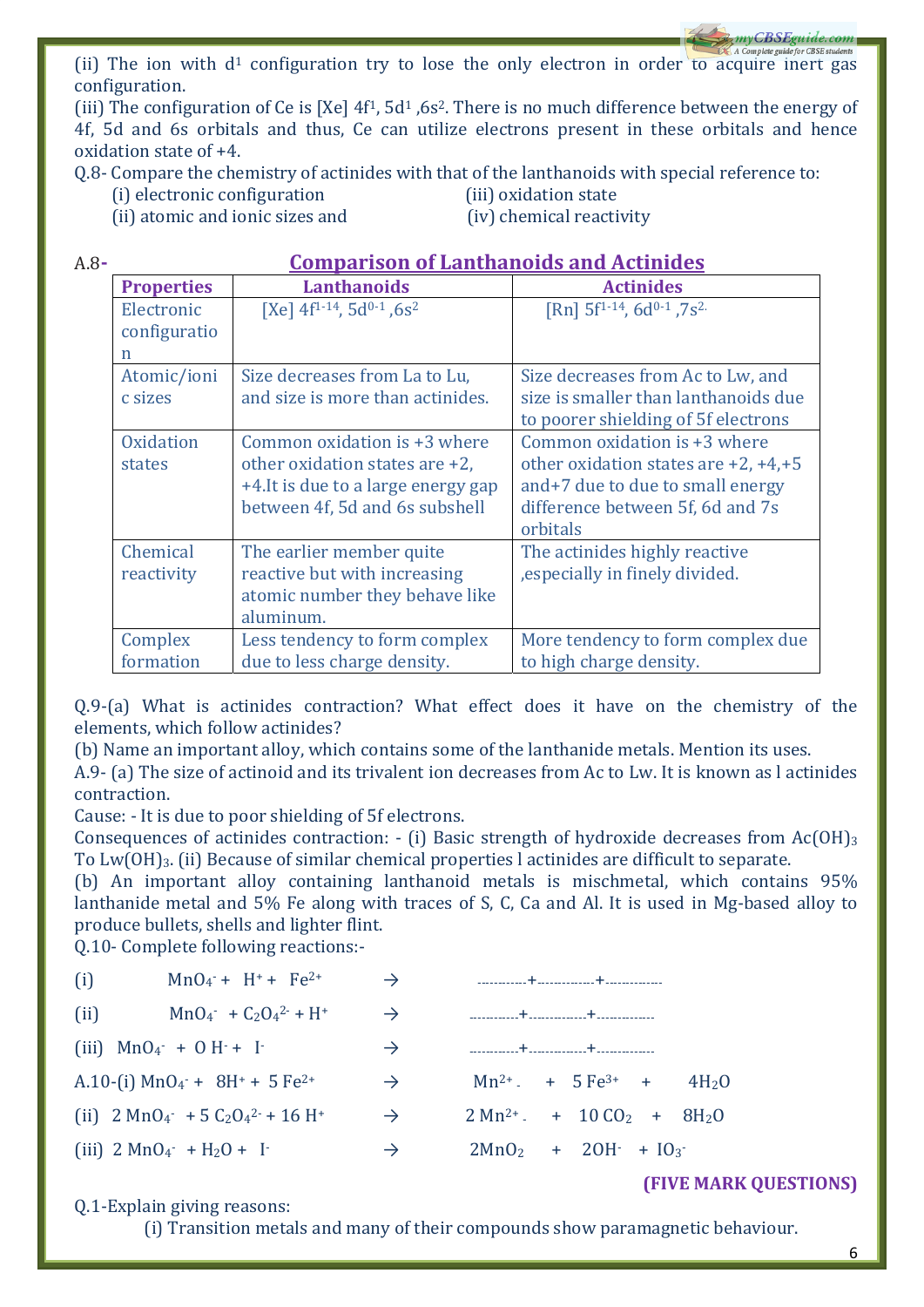(ii) The ion with $d^1$ configuration try to lose the only electron in order to acquire inert gas configuration.

(iii) The configuration of Ce is [Xe] $4f^1$, $5d^1$ ,$6s^2$. There is no much difference between the energy of 4f, 5d and 6s orbitals and thus, Ce can utilize electrons present in these orbitals and hence oxidation state of +4.

Q.8- Compare the chemistry of actinides with that of the lanthanoids with special reference to:

(i) electronic configuration
(ii) atomic and ionic sizes and
(iii) oxidation state
(iv) chemical reactivity

A.8-

## Comparison of Lanthanoids and Actinides

| Properties | Lanthanoids | Actinides |
|---|---|---|
| Electronic configuration | [Xe] $4f^{1-14}$, $5d^{0-1}$ ,$6s^2$ | [Rn] $5f^{1-14}$, $6d^{0-1}$ ,$7s^{2.}$ |
| Atomic/ionic sizes | Size decreases from La to Lu, and size is more than actinides. | Size decreases from Ac to Lw, and size is smaller than lanthanoids due to poorer shielding of 5f electrons |
| Oxidation states | Common oxidation is +3 where other oxidation states are +2, +4.It is due to a large energy gap between 4f, 5d and 6s subshell | Common oxidation is +3 where other oxidation states are +2, +4,+5 and+7 due to due to small energy difference between 5f, 6d and 7s orbitals |
| Chemical reactivity | The earlier member quite reactive but with increasing atomic number they behave like aluminum. | The actinides highly reactive ,especially in finely divided. |
| Complex formation | Less tendency to form complex due to less charge density. | More tendency to form complex due to high charge density. |

Q.9-(a) What is actinides contraction? What effect does it have on the chemistry of the elements, which follow actinides?

(b) Name an important alloy, which contains some of the lanthanide metals. Mention its uses.

A.9- (a) The size of actinoid and its trivalent ion decreases from Ac to Lw. It is known as l actinides contraction.

Cause: - It is due to poor shielding of 5f electrons.

Consequences of actinides contraction: - (i) Basic strength of hydroxide decreases from $Ac(OH)_3$ To $Lw(OH)_3$. (ii) Because of similar chemical properties l actinides are difficult to separate.

(b) An important alloy containing lanthanoid metals is mischmetal, which contains 95% lanthanide metal and 5% Fe along with traces of S, C, Ca and Al. It is used in Mg-based alloy to produce bullets, shells and lighter flint.

Q.10- Complete following reactions:-

(i) $MnO_4^- + H^+ + Fe^{2+} \rightarrow$ -----------+------------+------------

(ii) $MnO_4^- + C_2O_4^{2-} + H^+ \rightarrow$ -----------+------------+------------

(iii) $MnO_4^- + OH^- + I^- \rightarrow$ -----------+------------+------------

A.10-(i) $MnO_4^- + 8H^+ + 5\,Fe^{2+} \rightarrow Mn^{2+} + 5\,Fe^{3+} + 4H_2O$

(ii) $2\,MnO_4^- + 5\,C_2O_4^{2-} + 16\,H^+ \rightarrow 2\,Mn^{2+} + 10\,CO_2 + 8H_2O$

(iii) $2\,MnO_4^- + H_2O + I^- \rightarrow 2MnO_2 + 2OH^- + IO_3^-$

**(FIVE MARK QUESTIONS)**

Q.1-Explain giving reasons:

(i) Transition metals and many of their compounds show paramagnetic behaviour.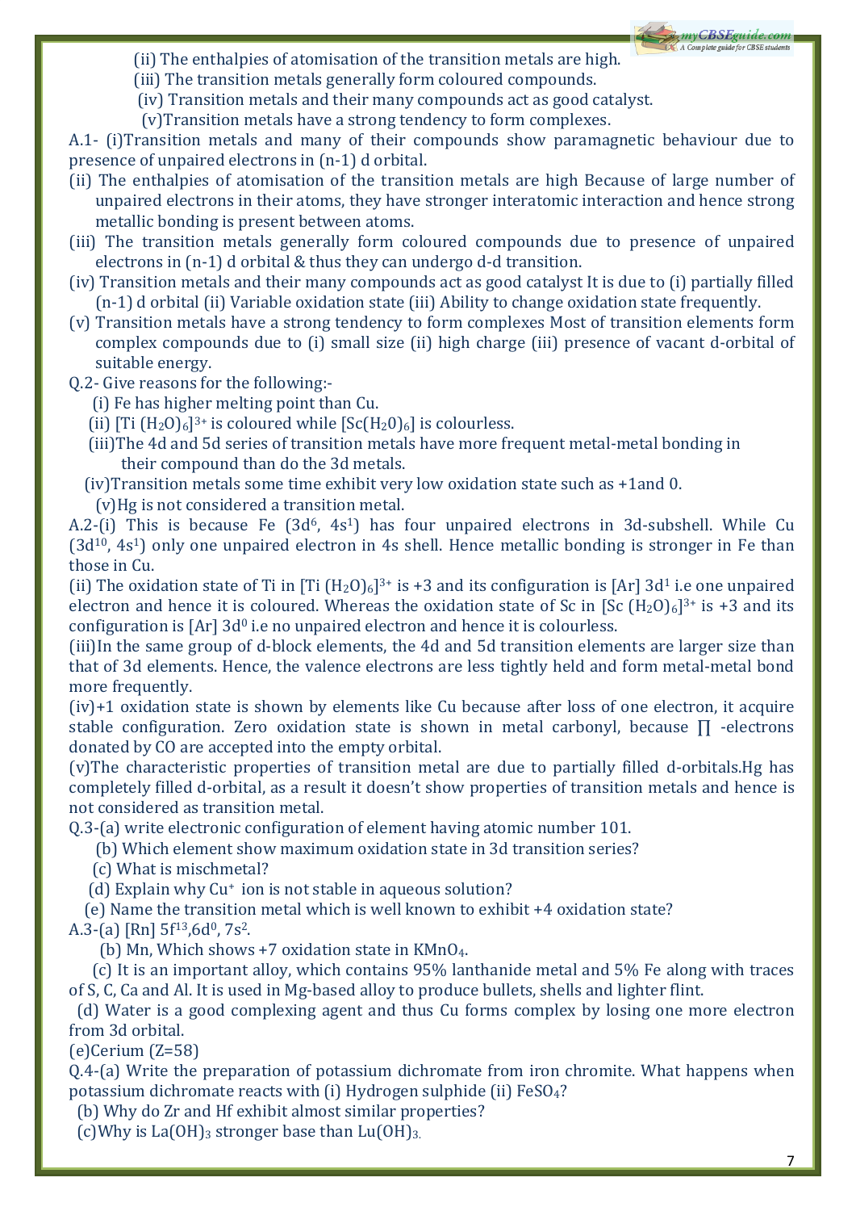(ii) The enthalpies of atomisation of the transition metals are high.

(iii) The transition metals generally form coloured compounds.

(iv) Transition metals and their many compounds act as good catalyst.

(v) Transition metals have a strong tendency to form complexes.

A.1- (i) Transition metals and many of their compounds show paramagnetic behaviour due to presence of unpaired electrons in (n-1) d orbital.

(ii) The enthalpies of atomisation of the transition metals are high Because of large number of unpaired electrons in their atoms, they have stronger interatomic interaction and hence strong metallic bonding is present between atoms.

(iii) The transition metals generally form coloured compounds due to presence of unpaired electrons in (n-1) d orbital & thus they can undergo d-d transition.

(iv) Transition metals and their many compounds act as good catalyst It is due to (i) partially filled (n-1) d orbital (ii) Variable oxidation state (iii) Ability to change oxidation state frequently.

(v) Transition metals have a strong tendency to form complexes Most of transition elements form complex compounds due to (i) small size (ii) high charge (iii) presence of vacant d-orbital of suitable energy.

Q.2- Give reasons for the following:-

(i) Fe has higher melting point than Cu.

(ii) $[Ti(H_2O)_6]^{3+}$ is coloured while $[Sc(H_2O)_6]$ is colourless.

(iii) The 4d and 5d series of transition metals have more frequent metal-metal bonding in their compound than do the 3d metals.

(iv) Transition metals some time exhibit very low oxidation state such as +1and 0.

(v) Hg is not considered a transition metal.

A.2-(i) This is because Fe ($3d^6$, $4s^1$) has four unpaired electrons in 3d-subshell. While Cu ($3d^{10}$, $4s^1$) only one unpaired electron in 4s shell. Hence metallic bonding is stronger in Fe than those in Cu.

(ii) The oxidation state of Ti in $[Ti(H_2O)_6]^{3+}$ is +3 and its configuration is [Ar] $3d^1$ i.e one unpaired electron and hence it is coloured. Whereas the oxidation state of Sc in $[Sc(H_2O)_6]^{3+}$ is +3 and its configuration is [Ar] $3d^0$ i.e no unpaired electron and hence it is colourless.

(iii) In the same group of d-block elements, the 4d and 5d transition elements are larger size than that of 3d elements. Hence, the valence electrons are less tightly held and form metal-metal bond more frequently.

(iv) +1 oxidation state is shown by elements like Cu because after loss of one electron, it acquire stable configuration. Zero oxidation state is shown in metal carbonyl, because $\prod$ -electrons donated by CO are accepted into the empty orbital.

(v) The characteristic properties of transition metal are due to partially filled d-orbitals. Hg has completely filled d-orbital, as a result it doesn't show properties of transition metals and hence is not considered as transition metal.

Q.3-(a) write electronic configuration of element having atomic number 101.

(b) Which element show maximum oxidation state in 3d transition series?

(c) What is mischmetal?

(d) Explain why $Cu^+$ ion is not stable in aqueous solution?

(e) Name the transition metal which is well known to exhibit +4 oxidation state?

A.3-(a) [Rn] $5f^{13}$, $6d^0$, $7s^2$.

(b) Mn, Which shows +7 oxidation state in $KMnO_4$.

(c) It is an important alloy, which contains 95% lanthanide metal and 5% Fe along with traces of S, C, Ca and Al. It is used in Mg-based alloy to produce bullets, shells and lighter flint.

(d) Water is a good complexing agent and thus Cu forms complex by losing one more electron from 3d orbital.

(e) Cerium (Z=58)

Q.4-(a) Write the preparation of potassium dichromate from iron chromite. What happens when potassium dichromate reacts with (i) Hydrogen sulphide (ii) $FeSO_4$?

(b) Why do Zr and Hf exhibit almost similar properties?

(c) Why is $La(OH)_3$ stronger base than $Lu(OH)_3$.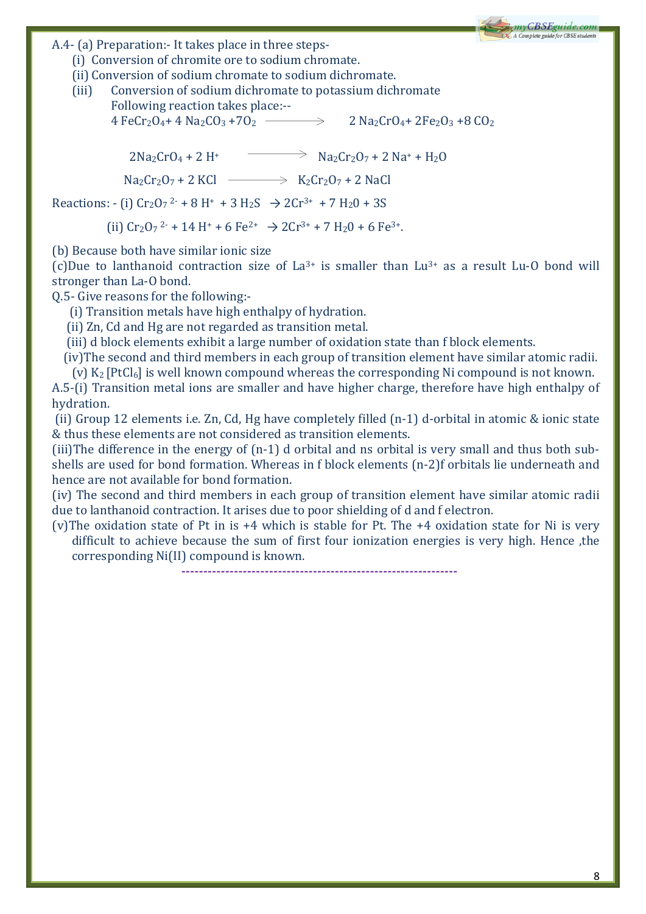A.4- (a) Preparation:- It takes place in three steps-

(i) Conversion of chromite ore to sodium chromate.

(ii) Conversion of sodium chromate to sodium dichromate.

(iii) Conversion of sodium dichromate to potassium dichromate

Following reaction takes place:--

$$4\,FeCr_2O_4 + 4\,Na_2CO_3 + 7O_2 \longrightarrow 2\,Na_2CrO_4 + 2Fe_2O_3 + 8\,CO_2$$

$$2Na_2CrO_4 + 2\,H^+ \longrightarrow Na_2Cr_2O_7 + 2\,Na^+ + H_2O$$

$$Na_2Cr_2O_7 + 2\,KCl \longrightarrow K_2Cr_2O_7 + 2\,NaCl$$

Reactions: - (i) $Cr_2O_7^{\,2-} + 8\,H^+ + 3\,H_2S \rightarrow 2Cr^{3+} + 7\,H_20 + 3S$

(ii) $Cr_2O_7^{\,2-} + 14\,H^+ + 6\,Fe^{2+} \rightarrow 2Cr^{3+} + 7\,H_20 + 6\,Fe^{3+}$.

(b) Because both have similar ionic size

(c)Due to lanthanoid contraction size of $La^{3+}$ is smaller than $Lu^{3+}$ as a result Lu-O bond will stronger than La-O bond.

Q.5- Give reasons for the following:-

(i) Transition metals have high enthalpy of hydration.

(ii) Zn, Cd and Hg are not regarded as transition metal.

(iii) d block elements exhibit a large number of oxidation state than f block elements.

(iv)The second and third members in each group of transition element have similar atomic radii.

(v) $K_2\,[PtCl_6]$ is well known compound whereas the corresponding Ni compound is not known.

A.5-(i) Transition metal ions are smaller and have higher charge, therefore have high enthalpy of hydration.

(ii) Group 12 elements i.e. Zn, Cd, Hg have completely filled (n-1) d-orbital in atomic & ionic state & thus these elements are not considered as transition elements.

(iii)The difference in the energy of (n-1) d orbital and ns orbital is very small and thus both sub-shells are used for bond formation. Whereas in f block elements (n-2)f orbitals lie underneath and hence are not available for bond formation.

(iv) The second and third members in each group of transition element have similar atomic radii due to lanthanoid contraction. It arises due to poor shielding of d and f electron.

(v)The oxidation state of Pt in is +4 which is stable for Pt. The +4 oxidation state for Ni is very difficult to achieve because the sum of first four ionization energies is very high. Hence ,the corresponding Ni(II) compound is known.

---------------------------------------------------------------